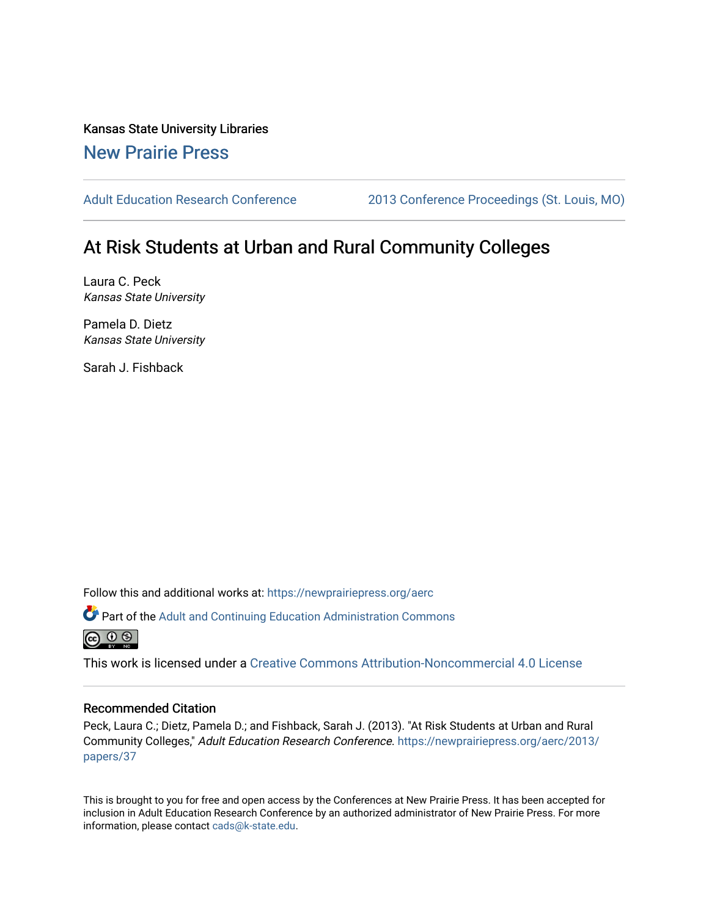Kansas State University Libraries

New Prairie Press

Adult Education Research Conference | 2013 Conference Proceedings (St. Louis, MO)

# At Risk Students at Urban and Rural Community Colleges

Laura C. Peck
*Kansas State University*

Pamela D. Dietz
*Kansas State University*

Sarah J. Fishback

Follow this and additional works at: https://newprairiepress.org/aerc

Part of the Adult and Continuing Education Administration Commons

This work is licensed under a Creative Commons Attribution-Noncommercial 4.0 License

## Recommended Citation

Peck, Laura C.; Dietz, Pamela D.; and Fishback, Sarah J. (2013). "At Risk Students at Urban and Rural Community Colleges," *Adult Education Research Conference*. https://newprairiepress.org/aerc/2013/papers/37

This is brought to you for free and open access by the Conferences at New Prairie Press. It has been accepted for inclusion in Adult Education Research Conference by an authorized administrator of New Prairie Press. For more information, please contact cads@k-state.edu.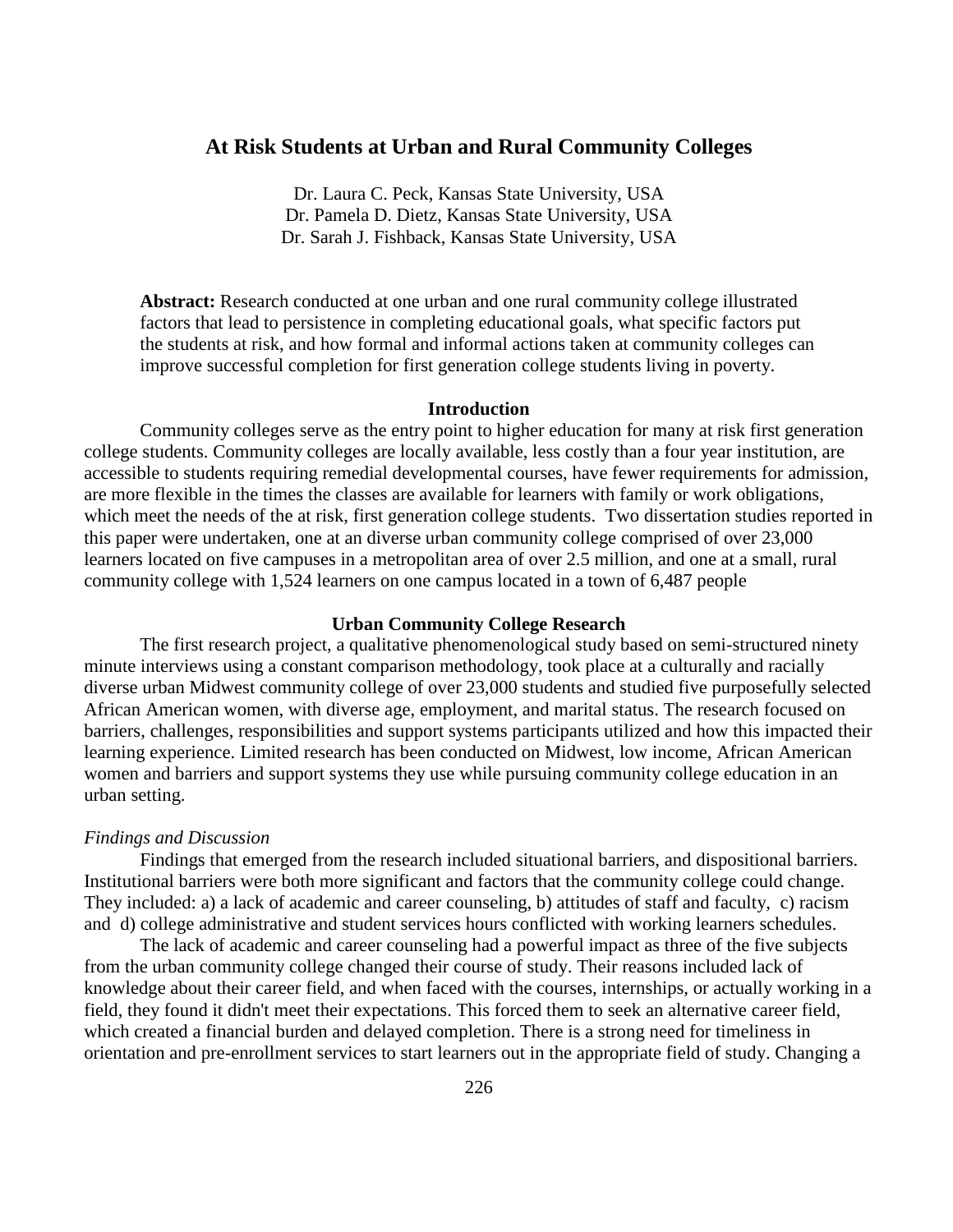## At Risk Students at Urban and Rural Community Colleges

Dr. Laura C. Peck, Kansas State University, USA
Dr. Pamela D. Dietz, Kansas State University, USA
Dr. Sarah J. Fishback, Kansas State University, USA

**Abstract:** Research conducted at one urban and one rural community college illustrated factors that lead to persistence in completing educational goals, what specific factors put the students at risk, and how formal and informal actions taken at community colleges can improve successful completion for first generation college students living in poverty.

### Introduction

Community colleges serve as the entry point to higher education for many at risk first generation college students. Community colleges are locally available, less costly than a four year institution, are accessible to students requiring remedial developmental courses, have fewer requirements for admission, are more flexible in the times the classes are available for learners with family or work obligations, which meet the needs of the at risk, first generation college students. Two dissertation studies reported in this paper were undertaken, one at an diverse urban community college comprised of over 23,000 learners located on five campuses in a metropolitan area of over 2.5 million, and one at a small, rural community college with 1,524 learners on one campus located in a town of 6,487 people

### Urban Community College Research

The first research project, a qualitative phenomenological study based on semi-structured ninety minute interviews using a constant comparison methodology, took place at a culturally and racially diverse urban Midwest community college of over 23,000 students and studied five purposefully selected African American women, with diverse age, employment, and marital status. The research focused on barriers, challenges, responsibilities and support systems participants utilized and how this impacted their learning experience. Limited research has been conducted on Midwest, low income, African American women and barriers and support systems they use while pursuing community college education in an urban setting.

*Findings and Discussion*

Findings that emerged from the research included situational barriers, and dispositional barriers. Institutional barriers were both more significant and factors that the community college could change. They included: a) a lack of academic and career counseling, b) attitudes of staff and faculty, c) racism and d) college administrative and student services hours conflicted with working learners schedules.

The lack of academic and career counseling had a powerful impact as three of the five subjects from the urban community college changed their course of study. Their reasons included lack of knowledge about their career field, and when faced with the courses, internships, or actually working in a field, they found it didn't meet their expectations. This forced them to seek an alternative career field, which created a financial burden and delayed completion. There is a strong need for timeliness in orientation and pre-enrollment services to start learners out in the appropriate field of study. Changing a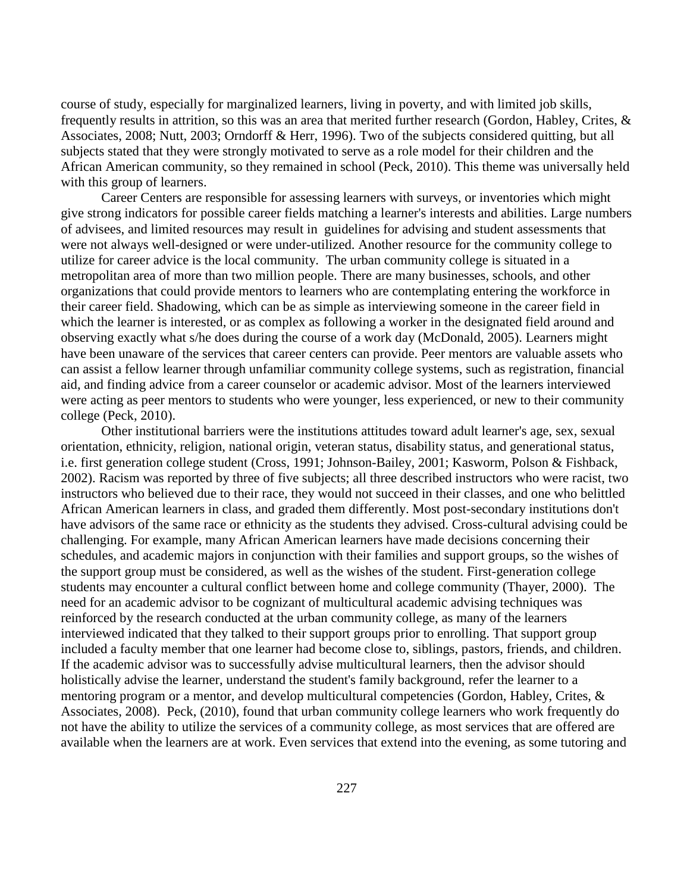course of study, especially for marginalized learners, living in poverty, and with limited job skills, frequently results in attrition, so this was an area that merited further research (Gordon, Habley, Crites, & Associates, 2008; Nutt, 2003; Orndorff & Herr, 1996). Two of the subjects considered quitting, but all subjects stated that they were strongly motivated to serve as a role model for their children and the African American community, so they remained in school (Peck, 2010). This theme was universally held with this group of learners.

Career Centers are responsible for assessing learners with surveys, or inventories which might give strong indicators for possible career fields matching a learner's interests and abilities. Large numbers of advisees, and limited resources may result in guidelines for advising and student assessments that were not always well-designed or were under-utilized. Another resource for the community college to utilize for career advice is the local community. The urban community college is situated in a metropolitan area of more than two million people. There are many businesses, schools, and other organizations that could provide mentors to learners who are contemplating entering the workforce in their career field. Shadowing, which can be as simple as interviewing someone in the career field in which the learner is interested, or as complex as following a worker in the designated field around and observing exactly what s/he does during the course of a work day (McDonald, 2005). Learners might have been unaware of the services that career centers can provide. Peer mentors are valuable assets who can assist a fellow learner through unfamiliar community college systems, such as registration, financial aid, and finding advice from a career counselor or academic advisor. Most of the learners interviewed were acting as peer mentors to students who were younger, less experienced, or new to their community college (Peck, 2010).

Other institutional barriers were the institutions attitudes toward adult learner's age, sex, sexual orientation, ethnicity, religion, national origin, veteran status, disability status, and generational status, i.e. first generation college student (Cross, 1991; Johnson-Bailey, 2001; Kasworm, Polson & Fishback, 2002). Racism was reported by three of five subjects; all three described instructors who were racist, two instructors who believed due to their race, they would not succeed in their classes, and one who belittled African American learners in class, and graded them differently. Most post-secondary institutions don't have advisors of the same race or ethnicity as the students they advised. Cross-cultural advising could be challenging. For example, many African American learners have made decisions concerning their schedules, and academic majors in conjunction with their families and support groups, so the wishes of the support group must be considered, as well as the wishes of the student. First-generation college students may encounter a cultural conflict between home and college community (Thayer, 2000). The need for an academic advisor to be cognizant of multicultural academic advising techniques was reinforced by the research conducted at the urban community college, as many of the learners interviewed indicated that they talked to their support groups prior to enrolling. That support group included a faculty member that one learner had become close to, siblings, pastors, friends, and children. If the academic advisor was to successfully advise multicultural learners, then the advisor should holistically advise the learner, understand the student's family background, refer the learner to a mentoring program or a mentor, and develop multicultural competencies (Gordon, Habley, Crites, & Associates, 2008). Peck, (2010), found that urban community college learners who work frequently do not have the ability to utilize the services of a community college, as most services that are offered are available when the learners are at work. Even services that extend into the evening, as some tutoring and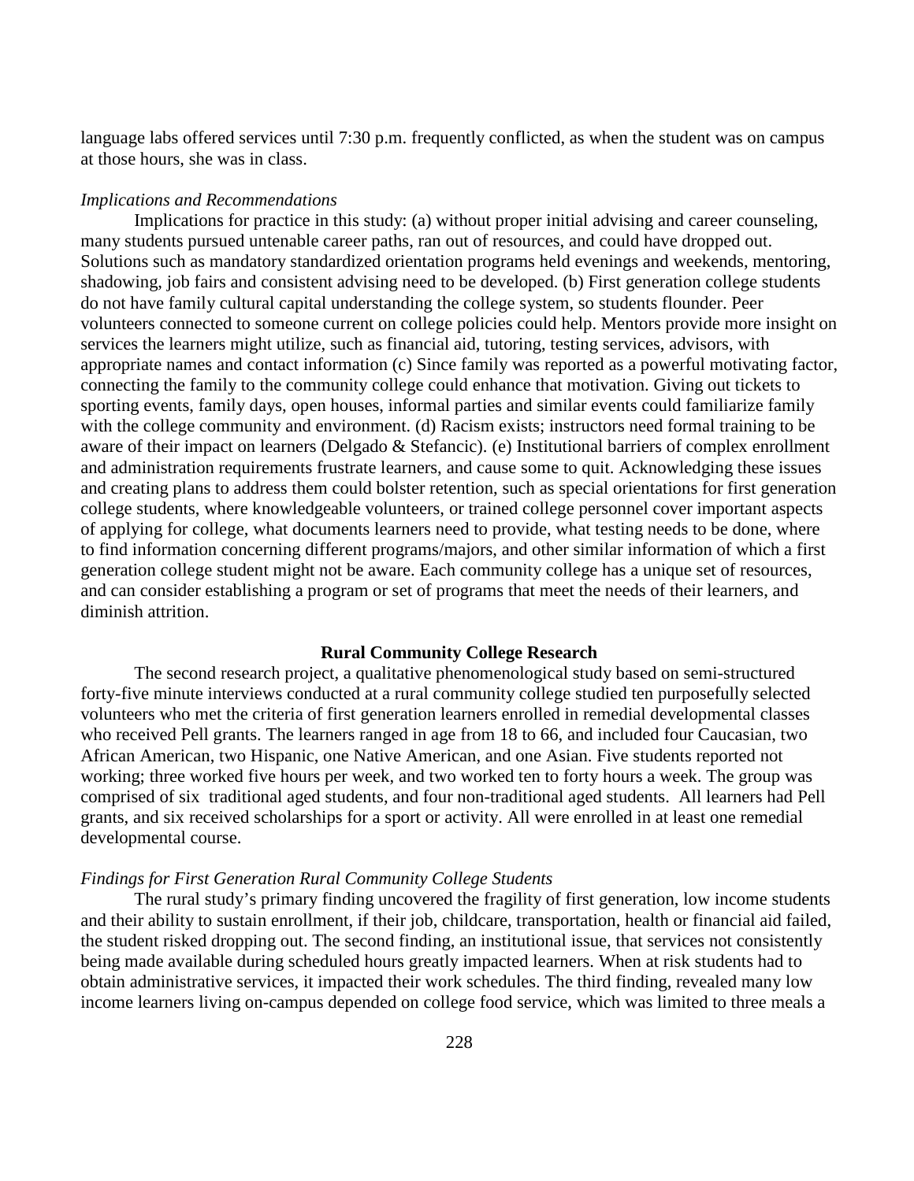language labs offered services until 7:30 p.m. frequently conflicted, as when the student was on campus at those hours, she was in class.

*Implications and Recommendations*

Implications for practice in this study: (a) without proper initial advising and career counseling, many students pursued untenable career paths, ran out of resources, and could have dropped out. Solutions such as mandatory standardized orientation programs held evenings and weekends, mentoring, shadowing, job fairs and consistent advising need to be developed. (b) First generation college students do not have family cultural capital understanding the college system, so students flounder. Peer volunteers connected to someone current on college policies could help. Mentors provide more insight on services the learners might utilize, such as financial aid, tutoring, testing services, advisors, with appropriate names and contact information (c) Since family was reported as a powerful motivating factor, connecting the family to the community college could enhance that motivation. Giving out tickets to sporting events, family days, open houses, informal parties and similar events could familiarize family with the college community and environment. (d) Racism exists; instructors need formal training to be aware of their impact on learners (Delgado & Stefancic). (e) Institutional barriers of complex enrollment and administration requirements frustrate learners, and cause some to quit. Acknowledging these issues and creating plans to address them could bolster retention, such as special orientations for first generation college students, where knowledgeable volunteers, or trained college personnel cover important aspects of applying for college, what documents learners need to provide, what testing needs to be done, where to find information concerning different programs/majors, and other similar information of which a first generation college student might not be aware. Each community college has a unique set of resources, and can consider establishing a program or set of programs that meet the needs of their learners, and diminish attrition.

## Rural Community College Research

The second research project, a qualitative phenomenological study based on semi-structured forty-five minute interviews conducted at a rural community college studied ten purposefully selected volunteers who met the criteria of first generation learners enrolled in remedial developmental classes who received Pell grants. The learners ranged in age from 18 to 66, and included four Caucasian, two African American, two Hispanic, one Native American, and one Asian. Five students reported not working; three worked five hours per week, and two worked ten to forty hours a week. The group was comprised of six traditional aged students, and four non-traditional aged students. All learners had Pell grants, and six received scholarships for a sport or activity. All were enrolled in at least one remedial developmental course.

*Findings for First Generation Rural Community College Students*

The rural study's primary finding uncovered the fragility of first generation, low income students and their ability to sustain enrollment, if their job, childcare, transportation, health or financial aid failed, the student risked dropping out. The second finding, an institutional issue, that services not consistently being made available during scheduled hours greatly impacted learners. When at risk students had to obtain administrative services, it impacted their work schedules. The third finding, revealed many low income learners living on-campus depended on college food service, which was limited to three meals a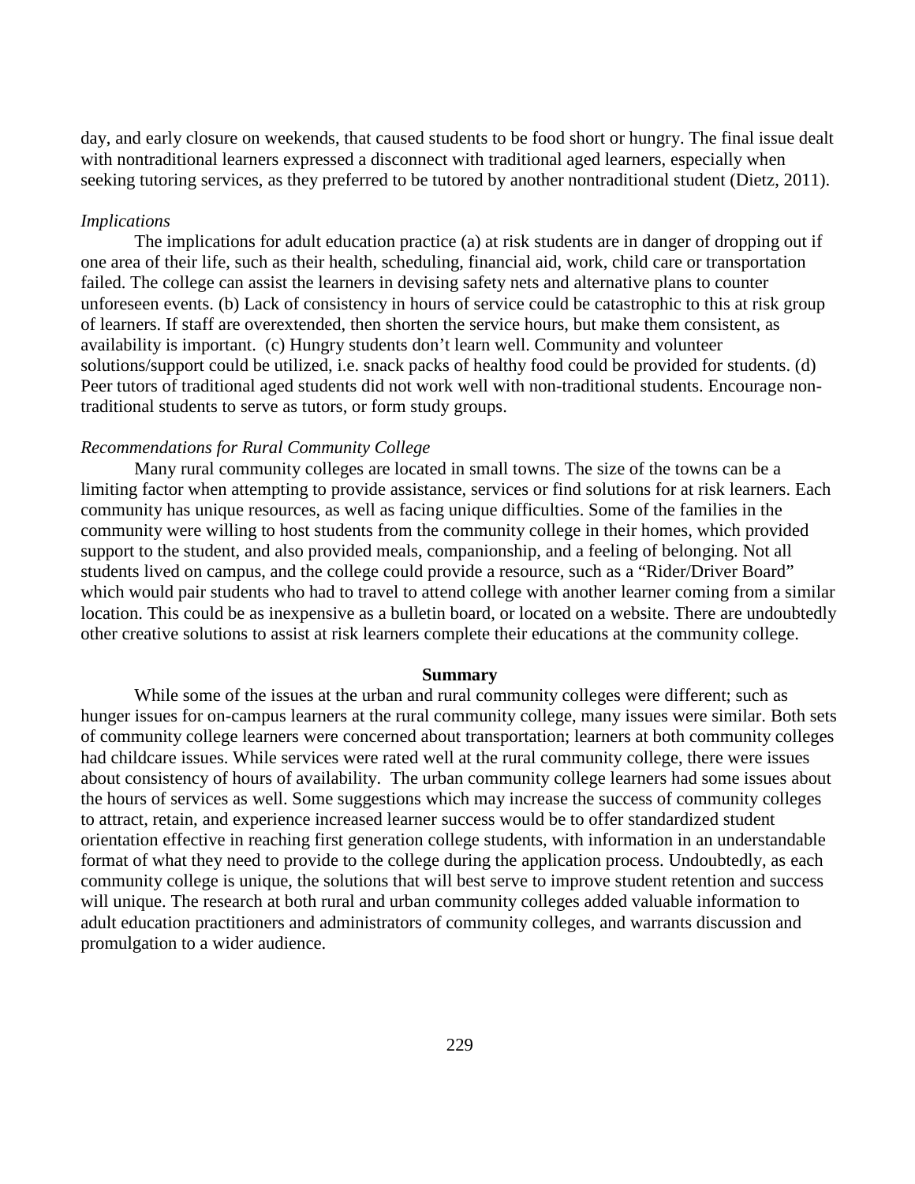day, and early closure on weekends, that caused students to be food short or hungry. The final issue dealt with nontraditional learners expressed a disconnect with traditional aged learners, especially when seeking tutoring services, as they preferred to be tutored by another nontraditional student (Dietz, 2011).

### *Implications*

The implications for adult education practice (a) at risk students are in danger of dropping out if one area of their life, such as their health, scheduling, financial aid, work, child care or transportation failed. The college can assist the learners in devising safety nets and alternative plans to counter unforeseen events. (b) Lack of consistency in hours of service could be catastrophic to this at risk group of learners. If staff are overextended, then shorten the service hours, but make them consistent, as availability is important. (c) Hungry students don't learn well. Community and volunteer solutions/support could be utilized, i.e. snack packs of healthy food could be provided for students. (d) Peer tutors of traditional aged students did not work well with non-traditional students. Encourage non-traditional students to serve as tutors, or form study groups.

### *Recommendations for Rural Community College*

Many rural community colleges are located in small towns. The size of the towns can be a limiting factor when attempting to provide assistance, services or find solutions for at risk learners. Each community has unique resources, as well as facing unique difficulties. Some of the families in the community were willing to host students from the community college in their homes, which provided support to the student, and also provided meals, companionship, and a feeling of belonging. Not all students lived on campus, and the college could provide a resource, such as a "Rider/Driver Board" which would pair students who had to travel to attend college with another learner coming from a similar location. This could be as inexpensive as a bulletin board, or located on a website. There are undoubtedly other creative solutions to assist at risk learners complete their educations at the community college.

## Summary

While some of the issues at the urban and rural community colleges were different; such as hunger issues for on-campus learners at the rural community college, many issues were similar. Both sets of community college learners were concerned about transportation; learners at both community colleges had childcare issues. While services were rated well at the rural community college, there were issues about consistency of hours of availability. The urban community college learners had some issues about the hours of services as well. Some suggestions which may increase the success of community colleges to attract, retain, and experience increased learner success would be to offer standardized student orientation effective in reaching first generation college students, with information in an understandable format of what they need to provide to the college during the application process. Undoubtedly, as each community college is unique, the solutions that will best serve to improve student retention and success will unique. The research at both rural and urban community colleges added valuable information to adult education practitioners and administrators of community colleges, and warrants discussion and promulgation to a wider audience.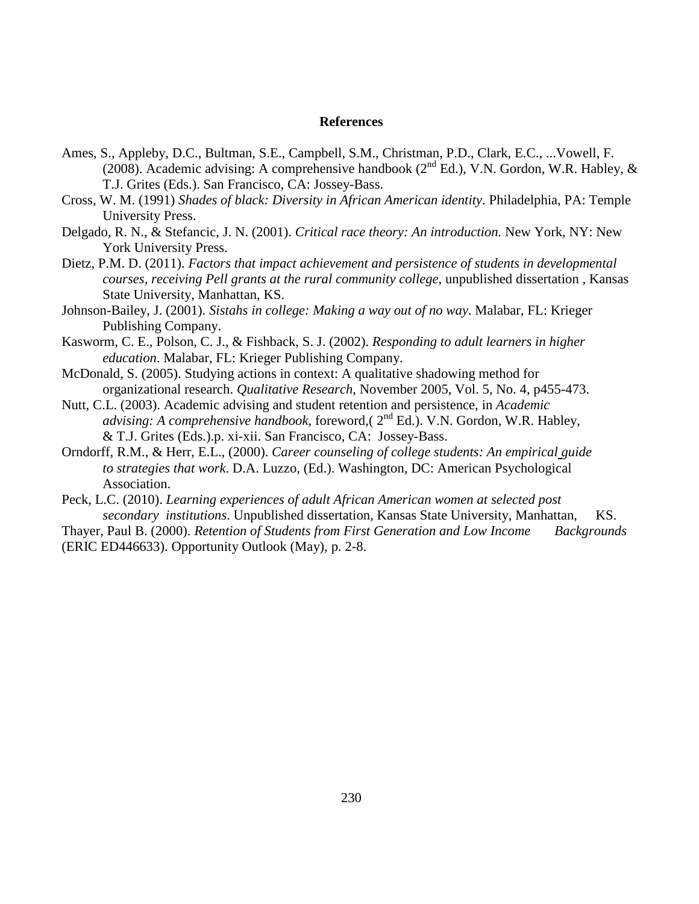**References**

Ames, S., Appleby, D.C., Bultman, S.E., Campbell, S.M., Christman, P.D., Clark, E.C., ...Vowell, F. (2008). Academic advising: A comprehensive handbook ($2^{nd}$ Ed.), V.N. Gordon, W.R. Habley, & T.J. Grites (Eds.). San Francisco, CA: Jossey-Bass.

Cross, W. M. (1991) *Shades of black: Diversity in African American identity*. Philadelphia, PA: Temple University Press.

Delgado, R. N., & Stefancic, J. N. (2001). *Critical race theory: An introduction.* New York, NY: New York University Press.

Dietz, P.M. D. (2011). *Factors that impact achievement and persistence of students in developmental courses, receiving Pell grants at the rural community college*, unpublished dissertation , Kansas State University, Manhattan, KS.

Johnson-Bailey, J. (2001). *Sistahs in college: Making a way out of no way*. Malabar, FL: Krieger Publishing Company.

Kasworm, C. E., Polson, C. J., & Fishback, S. J. (2002). *Responding to adult learners in higher education*. Malabar, FL: Krieger Publishing Company.

McDonald, S. (2005). Studying actions in context: A qualitative shadowing method for organizational research. *Qualitative Research*, November 2005, Vol. 5, No. 4, p455-473.

Nutt, C.L. (2003). Academic advising and student retention and persistence, in *Academic advising: A comprehensive handbook*, foreword,( $2^{nd}$ Ed.). V.N. Gordon, W.R. Habley, & T.J. Grites (Eds.).p. xi-xii. San Francisco, CA: Jossey-Bass.

Orndorff, R.M., & Herr, E.L., (2000). *Career counseling of college students: An empirical guide to strategies that work*. D.A. Luzzo, (Ed.). Washington, DC: American Psychological Association.

Peck, L.C. (2010). *Learning experiences of adult African American women at selected post secondary institutions*. Unpublished dissertation, Kansas State University, Manhattan, KS.

Thayer, Paul B. (2000). *Retention of Students from First Generation and Low Income Backgrounds* (ERIC ED446633). Opportunity Outlook (May), p. 2-8.